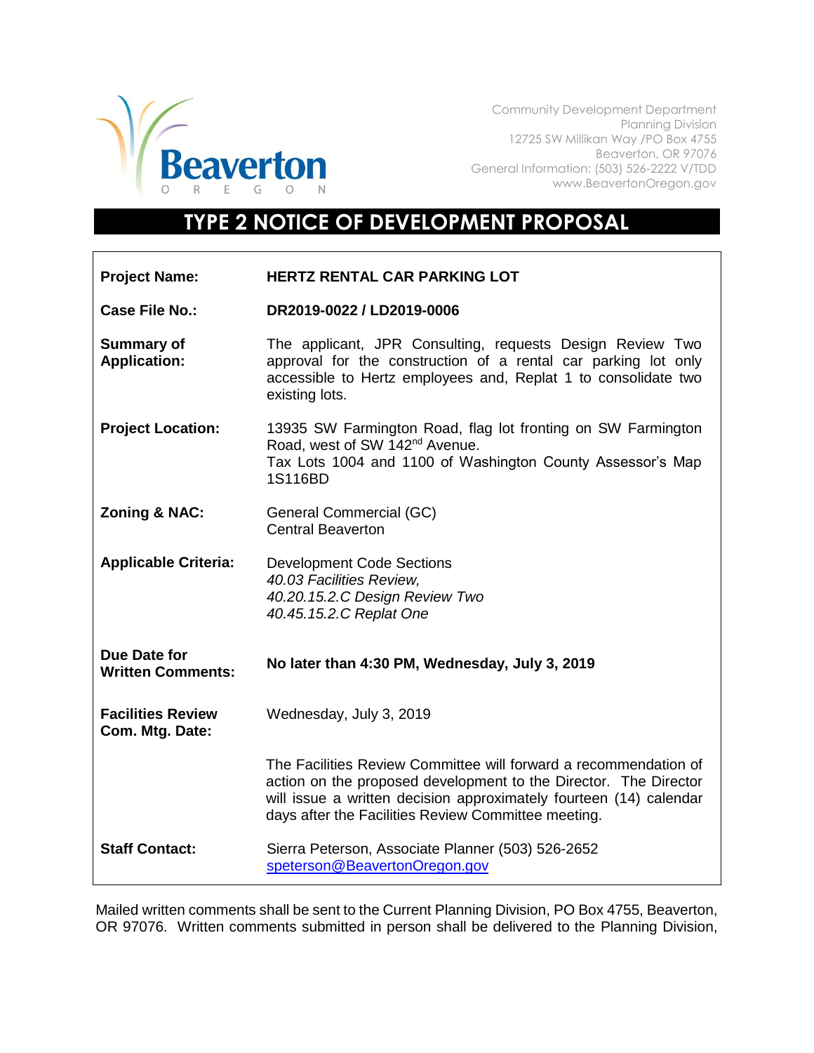Beaverton
OREGON

Community Development Department
Planning Division
12725 SW Millikan Way /PO Box 4755
Beaverton, OR 97076
General Information: (503) 526-2222 V/TDD
www.BeavertonOregon.gov

# TYPE 2 NOTICE OF DEVELOPMENT PROPOSAL

| | |
|---|---|
| **Project Name:** | **HERTZ RENTAL CAR PARKING LOT** |
| **Case File No.:** | **DR2019-0022 / LD2019-0006** |
| **Summary of Application:** | The applicant, JPR Consulting, requests Design Review Two approval for the construction of a rental car parking lot only accessible to Hertz employees and, Replat 1 to consolidate two existing lots. |
| **Project Location:** | 13935 SW Farmington Road, flag lot fronting on SW Farmington Road, west of SW 142nd Avenue.<br>Tax Lots 1004 and 1100 of Washington County Assessor's Map 1S116BD |
| **Zoning & NAC:** | General Commercial (GC)<br>Central Beaverton |
| **Applicable Criteria:** | Development Code Sections<br>*40.03 Facilities Review,*<br>*40.20.15.2.C Design Review Two*<br>*40.45.15.2.C Replat One* |
| **Due Date for Written Comments:** | **No later than 4:30 PM, Wednesday, July 3, 2019** |
| **Facilities Review Com. Mtg. Date:** | Wednesday, July 3, 2019 |
| | The Facilities Review Committee will forward a recommendation of action on the proposed development to the Director. The Director will issue a written decision approximately fourteen (14) calendar days after the Facilities Review Committee meeting. |
| **Staff Contact:** | Sierra Peterson, Associate Planner (503) 526-2652<br>speterson@BeavertonOregon.gov |

Mailed written comments shall be sent to the Current Planning Division, PO Box 4755, Beaverton, OR 97076. Written comments submitted in person shall be delivered to the Planning Division,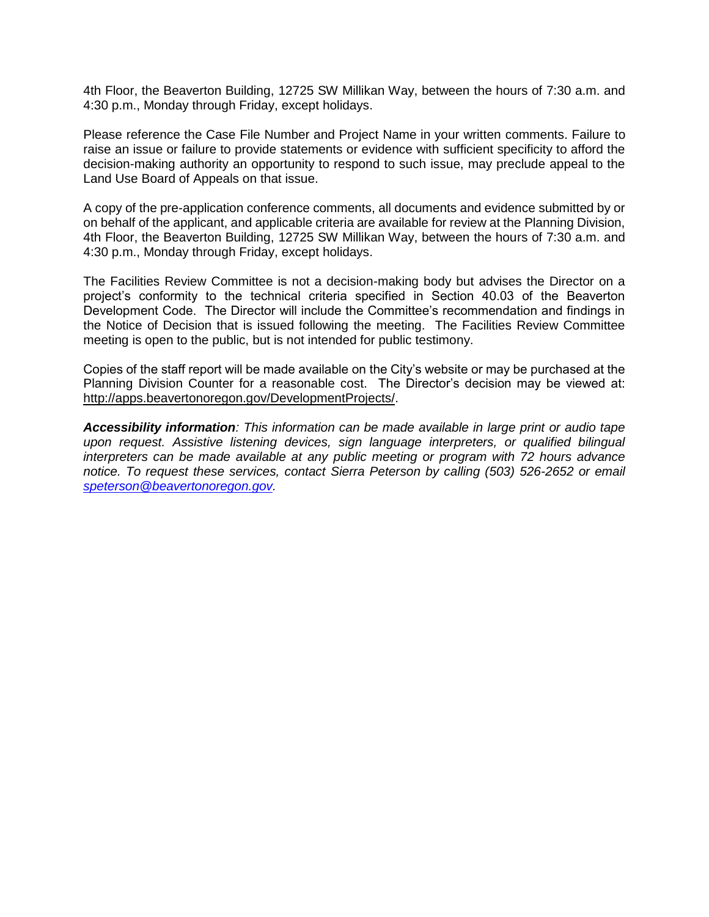4th Floor, the Beaverton Building, 12725 SW Millikan Way, between the hours of 7:30 a.m. and 4:30 p.m., Monday through Friday, except holidays.

Please reference the Case File Number and Project Name in your written comments. Failure to raise an issue or failure to provide statements or evidence with sufficient specificity to afford the decision-making authority an opportunity to respond to such issue, may preclude appeal to the Land Use Board of Appeals on that issue.

A copy of the pre-application conference comments, all documents and evidence submitted by or on behalf of the applicant, and applicable criteria are available for review at the Planning Division, 4th Floor, the Beaverton Building, 12725 SW Millikan Way, between the hours of 7:30 a.m. and 4:30 p.m., Monday through Friday, except holidays.

The Facilities Review Committee is not a decision-making body but advises the Director on a project's conformity to the technical criteria specified in Section 40.03 of the Beaverton Development Code. The Director will include the Committee's recommendation and findings in the Notice of Decision that is issued following the meeting. The Facilities Review Committee meeting is open to the public, but is not intended for public testimony.

Copies of the staff report will be made available on the City's website or may be purchased at the Planning Division Counter for a reasonable cost. The Director's decision may be viewed at: http://apps.beavertonoregon.gov/DevelopmentProjects/.

***Accessibility information****: This information can be made available in large print or audio tape upon request. Assistive listening devices, sign language interpreters, or qualified bilingual interpreters can be made available at any public meeting or program with 72 hours advance notice. To request these services, contact Sierra Peterson by calling (503) 526-2652 or email speterson@beavertonoregon.gov.*